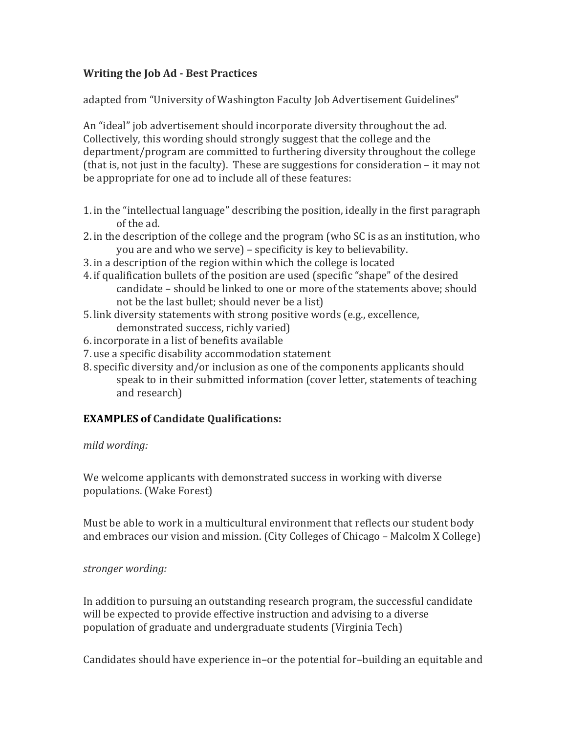**Writing the Job Ad - Best Practices**

adapted from "University of Washington Faculty Job Advertisement Guidelines"

An "ideal" job advertisement should incorporate diversity throughout the ad. Collectively, this wording should strongly suggest that the college and the department/program are committed to furthering diversity throughout the college (that is, not just in the faculty). These are suggestions for consideration – it may not be appropriate for one ad to include all of these features:

1. in the "intellectual language" describing the position, ideally in the first paragraph of the ad.
2. in the description of the college and the program (who SC is as an institution, who you are and who we serve) – specificity is key to believability.
3. in a description of the region within which the college is located
4. if qualification bullets of the position are used (specific "shape" of the desired candidate – should be linked to one or more of the statements above; should not be the last bullet; should never be a list)
5. link diversity statements with strong positive words (e.g., excellence, demonstrated success, richly varied)
6. incorporate in a list of benefits available
7. use a specific disability accommodation statement
8. specific diversity and/or inclusion as one of the components applicants should speak to in their submitted information (cover letter, statements of teaching and research)

**EXAMPLES of Candidate Qualifications:**

*mild wording:*

We welcome applicants with demonstrated success in working with diverse populations. (Wake Forest)

Must be able to work in a multicultural environment that reflects our student body and embraces our vision and mission. (City Colleges of Chicago – Malcolm X College)

*stronger wording:*

In addition to pursuing an outstanding research program, the successful candidate will be expected to provide effective instruction and advising to a diverse population of graduate and undergraduate students (Virginia Tech)

Candidates should have experience in–or the potential for–building an equitable and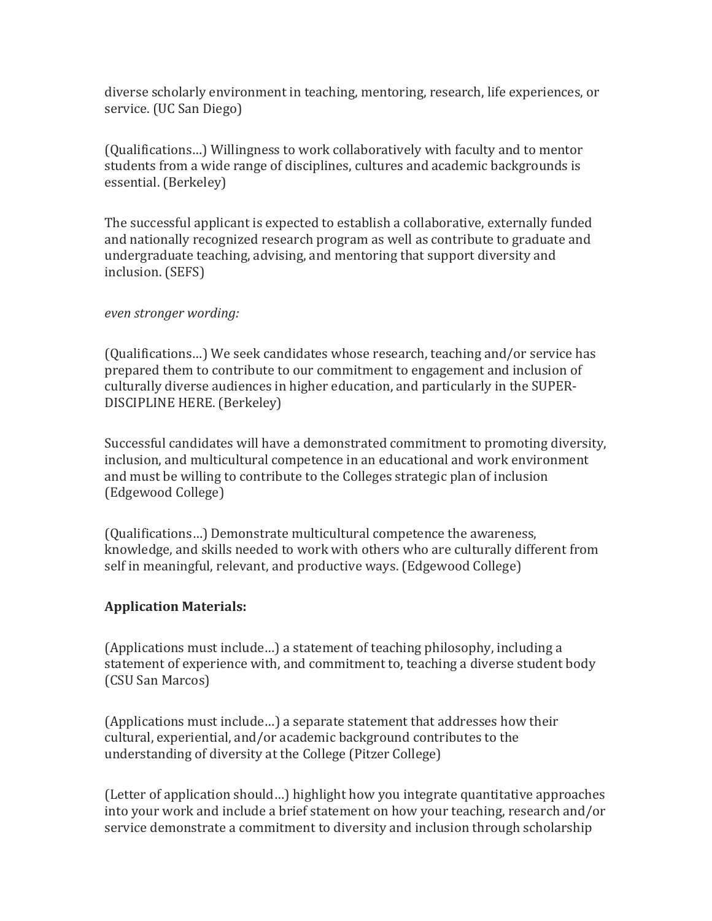diverse scholarly environment in teaching, mentoring, research, life experiences, or service. (UC San Diego)

(Qualifications…) Willingness to work collaboratively with faculty and to mentor students from a wide range of disciplines, cultures and academic backgrounds is essential. (Berkeley)

The successful applicant is expected to establish a collaborative, externally funded and nationally recognized research program as well as contribute to graduate and undergraduate teaching, advising, and mentoring that support diversity and inclusion. (SEFS)

*even stronger wording:*

(Qualifications…) We seek candidates whose research, teaching and/or service has prepared them to contribute to our commitment to engagement and inclusion of culturally diverse audiences in higher education, and particularly in the SUPER-DISCIPLINE HERE. (Berkeley)

Successful candidates will have a demonstrated commitment to promoting diversity, inclusion, and multicultural competence in an educational and work environment and must be willing to contribute to the Colleges strategic plan of inclusion (Edgewood College)

(Qualifications…) Demonstrate multicultural competence the awareness, knowledge, and skills needed to work with others who are culturally different from self in meaningful, relevant, and productive ways. (Edgewood College)

**Application Materials:**

(Applications must include…) a statement of teaching philosophy, including a statement of experience with, and commitment to, teaching a diverse student body (CSU San Marcos)

(Applications must include…) a separate statement that addresses how their cultural, experiential, and/or academic background contributes to the understanding of diversity at the College (Pitzer College)

(Letter of application should…) highlight how you integrate quantitative approaches into your work and include a brief statement on how your teaching, research and/or service demonstrate a commitment to diversity and inclusion through scholarship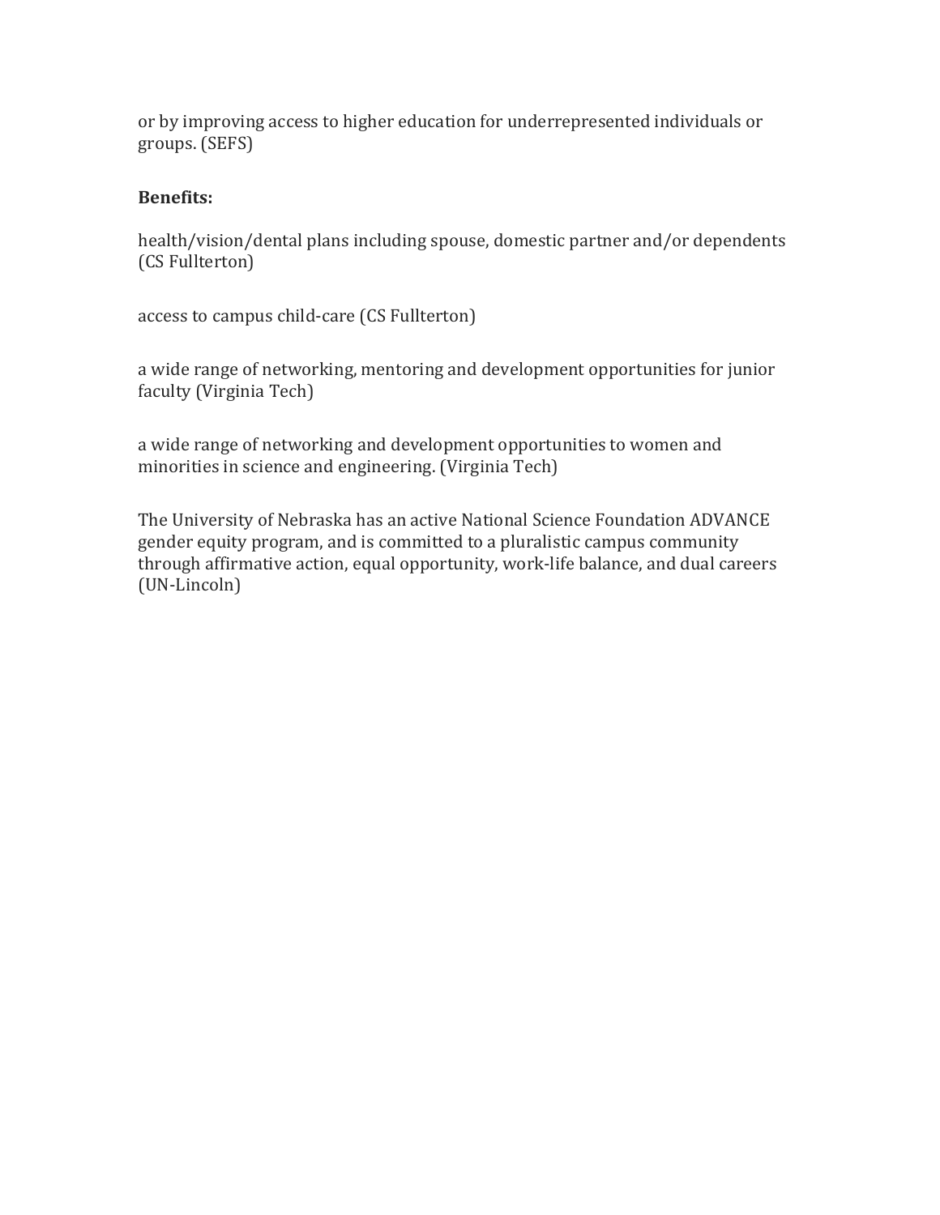or by improving access to higher education for underrepresented individuals or groups. (SEFS)

**Benefits:**

health/vision/dental plans including spouse, domestic partner and/or dependents (CS Fullterton)

access to campus child-care (CS Fullterton)

a wide range of networking, mentoring and development opportunities for junior faculty (Virginia Tech)

a wide range of networking and development opportunities to women and minorities in science and engineering. (Virginia Tech)

The University of Nebraska has an active National Science Foundation ADVANCE gender equity program, and is committed to a pluralistic campus community through affirmative action, equal opportunity, work-life balance, and dual careers (UN-Lincoln)